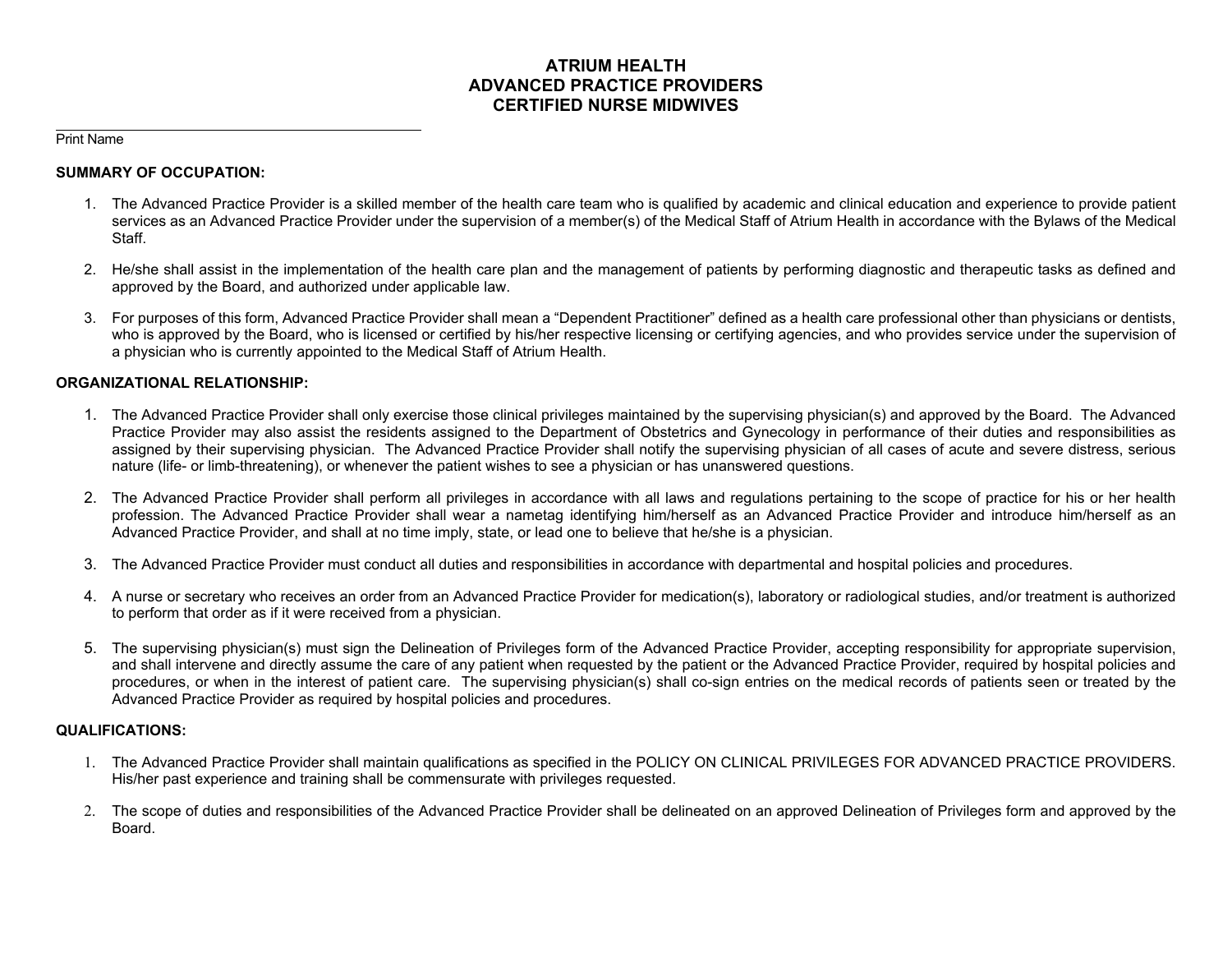# ATRIUM HEALTH
# ADVANCED PRACTICE PROVIDERS
# CERTIFIED NURSE MIDWIVES

\_\_\_\_\_\_\_\_\_\_\_\_\_\_\_\_\_\_\_\_\_\_\_\_\_\_\_\_\_\_\_\_\_\_\_\_\_\_\_\_\_\_\_\_

Print Name

**SUMMARY OF OCCUPATION:**

1. The Advanced Practice Provider is a skilled member of the health care team who is qualified by academic and clinical education and experience to provide patient services as an Advanced Practice Provider under the supervision of a member(s) of the Medical Staff of Atrium Health in accordance with the Bylaws of the Medical Staff.

2. He/she shall assist in the implementation of the health care plan and the management of patients by performing diagnostic and therapeutic tasks as defined and approved by the Board, and authorized under applicable law.

3. For purposes of this form, Advanced Practice Provider shall mean a "Dependent Practitioner" defined as a health care professional other than physicians or dentists, who is approved by the Board, who is licensed or certified by his/her respective licensing or certifying agencies, and who provides service under the supervision of a physician who is currently appointed to the Medical Staff of Atrium Health.

**ORGANIZATIONAL RELATIONSHIP:**

1. The Advanced Practice Provider shall only exercise those clinical privileges maintained by the supervising physician(s) and approved by the Board. The Advanced Practice Provider may also assist the residents assigned to the Department of Obstetrics and Gynecology in performance of their duties and responsibilities as assigned by their supervising physician. The Advanced Practice Provider shall notify the supervising physician of all cases of acute and severe distress, serious nature (life- or limb-threatening), or whenever the patient wishes to see a physician or has unanswered questions.

2. The Advanced Practice Provider shall perform all privileges in accordance with all laws and regulations pertaining to the scope of practice for his or her health profession. The Advanced Practice Provider shall wear a nametag identifying him/herself as an Advanced Practice Provider and introduce him/herself as an Advanced Practice Provider, and shall at no time imply, state, or lead one to believe that he/she is a physician.

3. The Advanced Practice Provider must conduct all duties and responsibilities in accordance with departmental and hospital policies and procedures.

4. A nurse or secretary who receives an order from an Advanced Practice Provider for medication(s), laboratory or radiological studies, and/or treatment is authorized to perform that order as if it were received from a physician.

5. The supervising physician(s) must sign the Delineation of Privileges form of the Advanced Practice Provider, accepting responsibility for appropriate supervision, and shall intervene and directly assume the care of any patient when requested by the patient or the Advanced Practice Provider, required by hospital policies and procedures, or when in the interest of patient care. The supervising physician(s) shall co-sign entries on the medical records of patients seen or treated by the Advanced Practice Provider as required by hospital policies and procedures.

**QUALIFICATIONS:**

1. The Advanced Practice Provider shall maintain qualifications as specified in the POLICY ON CLINICAL PRIVILEGES FOR ADVANCED PRACTICE PROVIDERS. His/her past experience and training shall be commensurate with privileges requested.

2. The scope of duties and responsibilities of the Advanced Practice Provider shall be delineated on an approved Delineation of Privileges form and approved by the Board.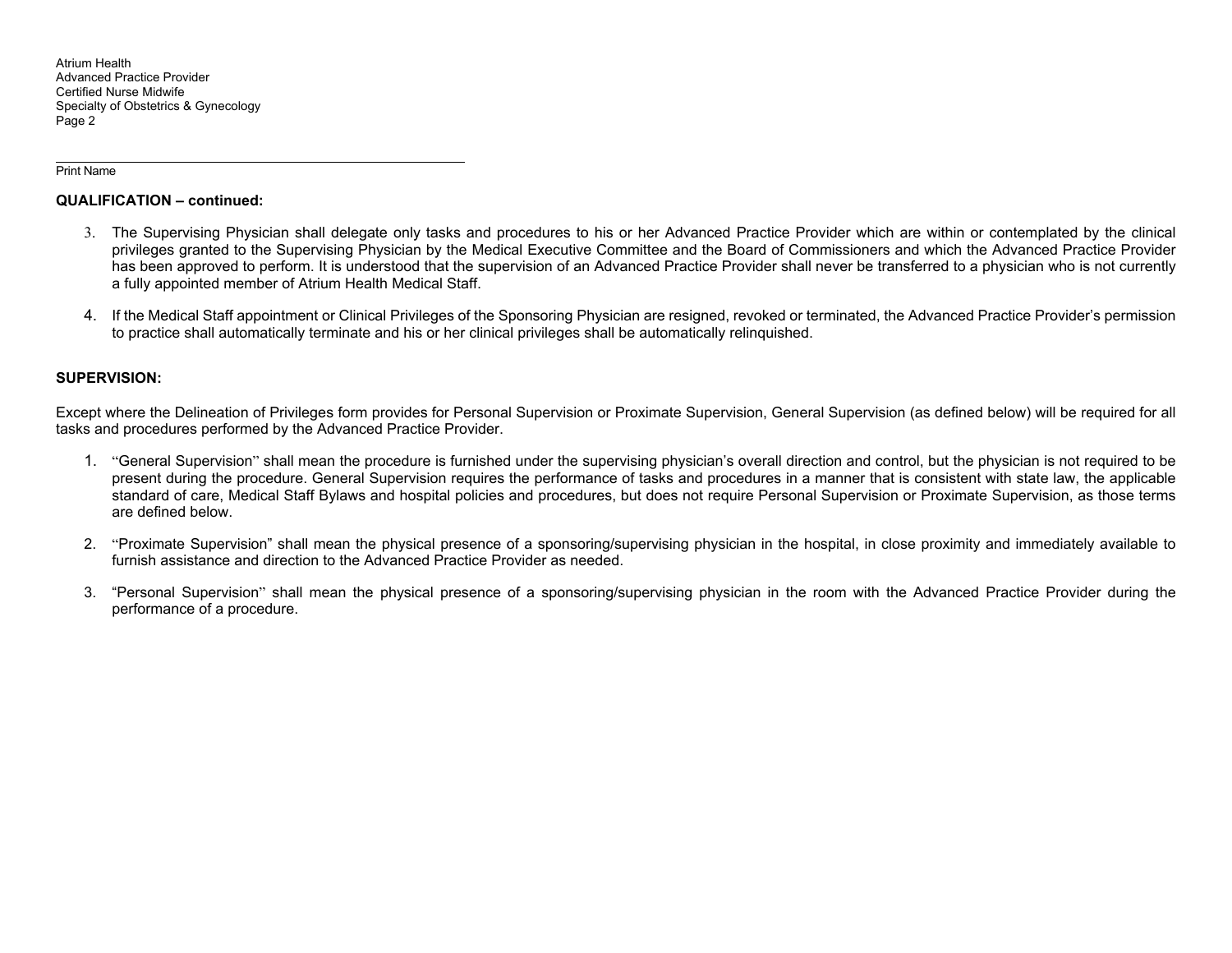Print Name

**QUALIFICATION – continued:**

3. The Supervising Physician shall delegate only tasks and procedures to his or her Advanced Practice Provider which are within or contemplated by the clinical privileges granted to the Supervising Physician by the Medical Executive Committee and the Board of Commissioners and which the Advanced Practice Provider has been approved to perform. It is understood that the supervision of an Advanced Practice Provider shall never be transferred to a physician who is not currently a fully appointed member of Atrium Health Medical Staff.

4. If the Medical Staff appointment or Clinical Privileges of the Sponsoring Physician are resigned, revoked or terminated, the Advanced Practice Provider's permission to practice shall automatically terminate and his or her clinical privileges shall be automatically relinquished.

**SUPERVISION:**

Except where the Delineation of Privileges form provides for Personal Supervision or Proximate Supervision, General Supervision (as defined below) will be required for all tasks and procedures performed by the Advanced Practice Provider.

1. "General Supervision" shall mean the procedure is furnished under the supervising physician's overall direction and control, but the physician is not required to be present during the procedure. General Supervision requires the performance of tasks and procedures in a manner that is consistent with state law, the applicable standard of care, Medical Staff Bylaws and hospital policies and procedures, but does not require Personal Supervision or Proximate Supervision, as those terms are defined below.

2. "Proximate Supervision" shall mean the physical presence of a sponsoring/supervising physician in the hospital, in close proximity and immediately available to furnish assistance and direction to the Advanced Practice Provider as needed.

3. "Personal Supervision" shall mean the physical presence of a sponsoring/supervising physician in the room with the Advanced Practice Provider during the performance of a procedure.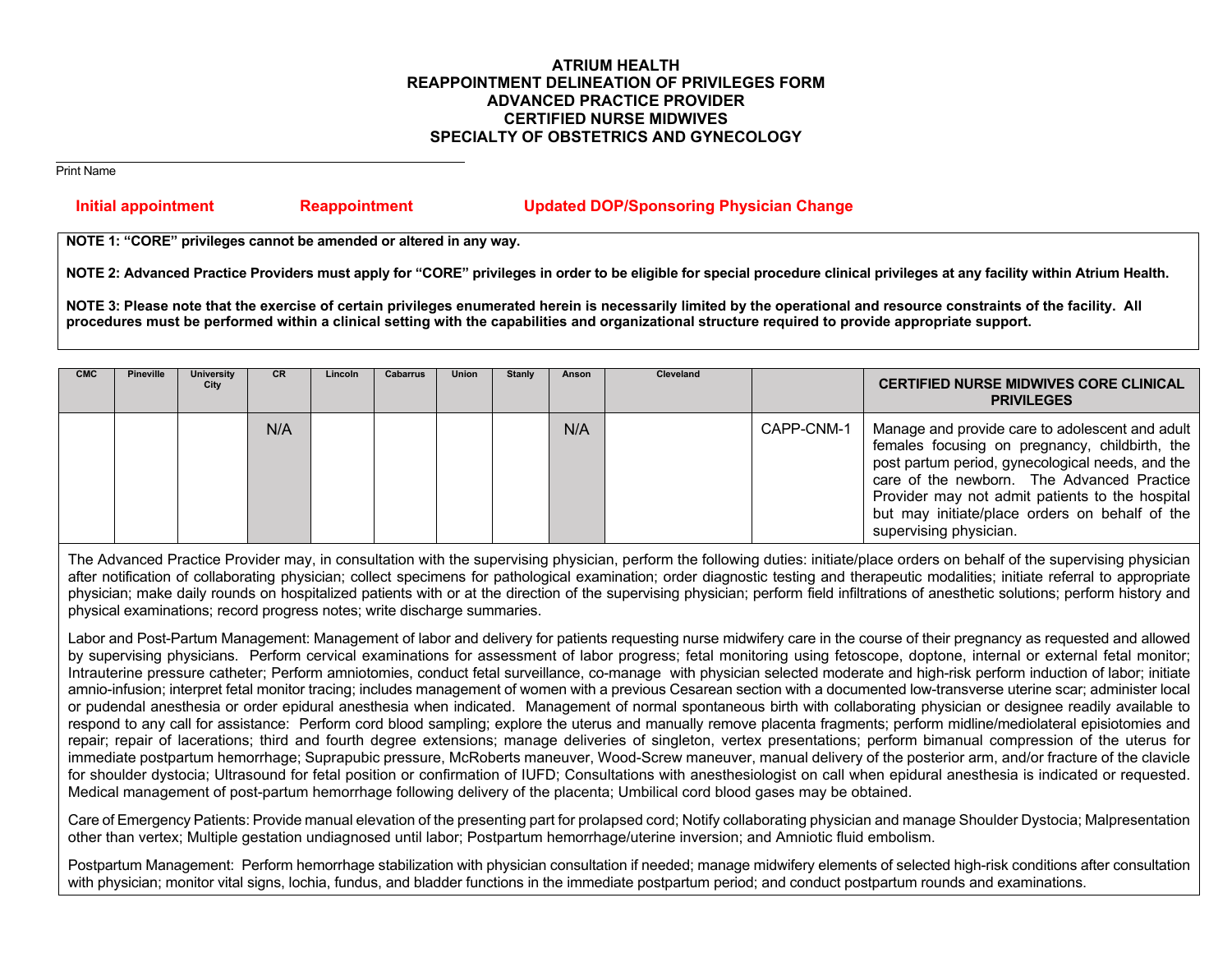**ATRIUM HEALTH**
**REAPPOINTMENT DELINEATION OF PRIVILEGES FORM**
**ADVANCED PRACTICE PROVIDER**
**CERTIFIED NURSE MIDWIVES**
**SPECIALTY OF OBSTETRICS AND GYNECOLOGY**

\_\_\_\_\_\_\_\_\_\_\_\_\_\_\_\_\_\_\_\_\_\_\_\_\_\_\_\_\_\_\_\_\_\_\_\_\_\_\_\_\_\_\_\_

Print Name

**Initial appointment** **Reappointment** **Updated DOP/Sponsoring Physician Change**

**NOTE 1: "CORE" privileges cannot be amended or altered in any way.**

**NOTE 2: Advanced Practice Providers must apply for "CORE" privileges in order to be eligible for special procedure clinical privileges at any facility within Atrium Health.**

**NOTE 3: Please note that the exercise of certain privileges enumerated herein is necessarily limited by the operational and resource constraints of the facility. All procedures must be performed within a clinical setting with the capabilities and organizational structure required to provide appropriate support.**

| CMC | Pineville | University City | CR | Lincoln | Cabarrus | Union | Stanly | Anson | Cleveland | | CERTIFIED NURSE MIDWIVES CORE CLINICAL PRIVILEGES |
|---|---|---|---|---|---|---|---|---|---|---|---|
| | | | N/A | | | | | N/A | | CAPP-CNM-1 | Manage and provide care to adolescent and adult females focusing on pregnancy, childbirth, the post partum period, gynecological needs, and the care of the newborn. The Advanced Practice Provider may not admit patients to the hospital but may initiate/place orders on behalf of the supervising physician. |

The Advanced Practice Provider may, in consultation with the supervising physician, perform the following duties: initiate/place orders on behalf of the supervising physician after notification of collaborating physician; collect specimens for pathological examination; order diagnostic testing and therapeutic modalities; initiate referral to appropriate physician; make daily rounds on hospitalized patients with or at the direction of the supervising physician; perform field infiltrations of anesthetic solutions; perform history and physical examinations; record progress notes; write discharge summaries.

Labor and Post-Partum Management: Management of labor and delivery for patients requesting nurse midwifery care in the course of their pregnancy as requested and allowed by supervising physicians. Perform cervical examinations for assessment of labor progress; fetal monitoring using fetoscope, doptone, internal or external fetal monitor; Intrauterine pressure catheter; Perform amniotomies, conduct fetal surveillance, co-manage with physician selected moderate and high-risk perform induction of labor; initiate amnio-infusion; interpret fetal monitor tracing; includes management of women with a previous Cesarean section with a documented low-transverse uterine scar; administer local or pudendal anesthesia or order epidural anesthesia when indicated. Management of normal spontaneous birth with collaborating physician or designee readily available to respond to any call for assistance: Perform cord blood sampling; explore the uterus and manually remove placenta fragments; perform midline/mediolateral episiotomies and repair; repair of lacerations; third and fourth degree extensions; manage deliveries of singleton, vertex presentations; perform bimanual compression of the uterus for immediate postpartum hemorrhage; Suprapubic pressure, McRoberts maneuver, Wood-Screw maneuver, manual delivery of the posterior arm, and/or fracture of the clavicle for shoulder dystocia; Ultrasound for fetal position or confirmation of IUFD; Consultations with anesthesiologist on call when epidural anesthesia is indicated or requested. Medical management of post-partum hemorrhage following delivery of the placenta; Umbilical cord blood gases may be obtained.

Care of Emergency Patients: Provide manual elevation of the presenting part for prolapsed cord; Notify collaborating physician and manage Shoulder Dystocia; Malpresentation other than vertex; Multiple gestation undiagnosed until labor; Postpartum hemorrhage/uterine inversion; and Amniotic fluid embolism.

Postpartum Management: Perform hemorrhage stabilization with physician consultation if needed; manage midwifery elements of selected high-risk conditions after consultation with physician; monitor vital signs, lochia, fundus, and bladder functions in the immediate postpartum period; and conduct postpartum rounds and examinations.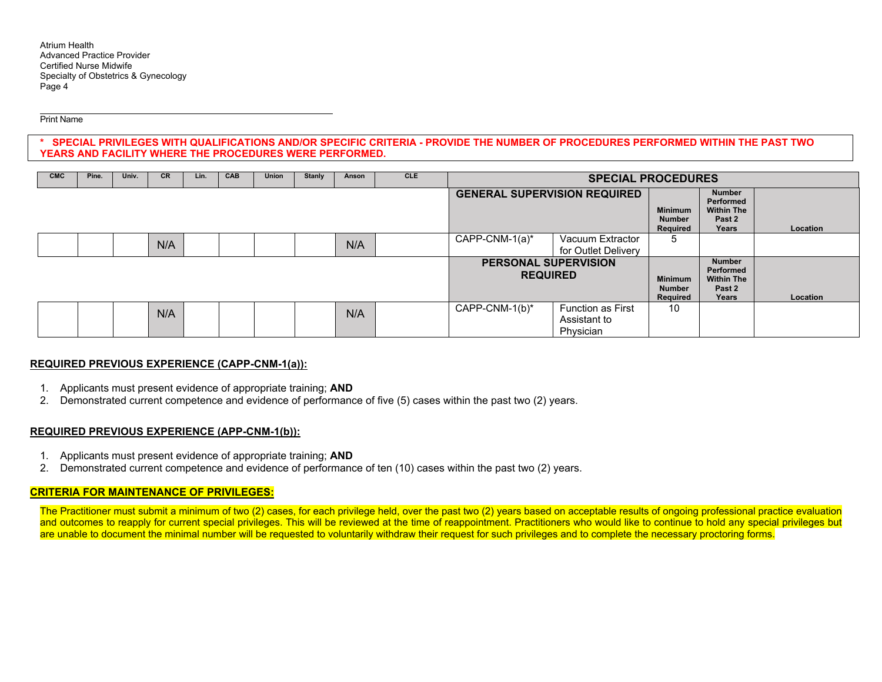Atrium Health
Advanced Practice Provider
Certified Nurse Midwife
Specialty of Obstetrics & Gynecology

Print Name

**\* SPECIAL PRIVILEGES WITH QUALIFICATIONS AND/OR SPECIFIC CRITERIA - PROVIDE THE NUMBER OF PROCEDURES PERFORMED WITHIN THE PAST TWO YEARS AND FACILITY WHERE THE PROCEDURES WERE PERFORMED.**

| CMC | Pine. | Univ. | CR | Lin. | CAB | Union | Stanly | Anson | CLE | SPECIAL PROCEDURES | | | | |
|---|---|---|---|---|---|---|---|---|---|---|---|---|---|---|
| | | | | | | | | | | GENERAL SUPERVISION REQUIRED | | Minimum Number Required | Number Performed Within The Past 2 Years | Location |
| | | | N/A | | | | | N/A | | CAPP-CNM-1(a)* | Vacuum Extractor for Outlet Delivery | 5 | | |
| | | | | | | | | | | PERSONAL SUPERVISION REQUIRED | | Minimum Number Required | Number Performed Within The Past 2 Years | Location |
| | | | N/A | | | | | N/A | | CAPP-CNM-1(b)* | Function as First Assistant to Physician | 10 | | |

**REQUIRED PREVIOUS EXPERIENCE (CAPP-CNM-1(a)):**

1. Applicants must present evidence of appropriate training; **AND**
2. Demonstrated current competence and evidence of performance of five (5) cases within the past two (2) years.

**REQUIRED PREVIOUS EXPERIENCE (APP-CNM-1(b)):**

1. Applicants must present evidence of appropriate training; **AND**
2. Demonstrated current competence and evidence of performance of ten (10) cases within the past two (2) years.

**CRITERIA FOR MAINTENANCE OF PRIVILEGES:**

The Practitioner must submit a minimum of two (2) cases, for each privilege held, over the past two (2) years based on acceptable results of ongoing professional practice evaluation and outcomes to reapply for current special privileges. This will be reviewed at the time of reappointment. Practitioners who would like to continue to hold any special privileges but are unable to document the minimal number will be requested to voluntarily withdraw their request for such privileges and to complete the necessary proctoring forms.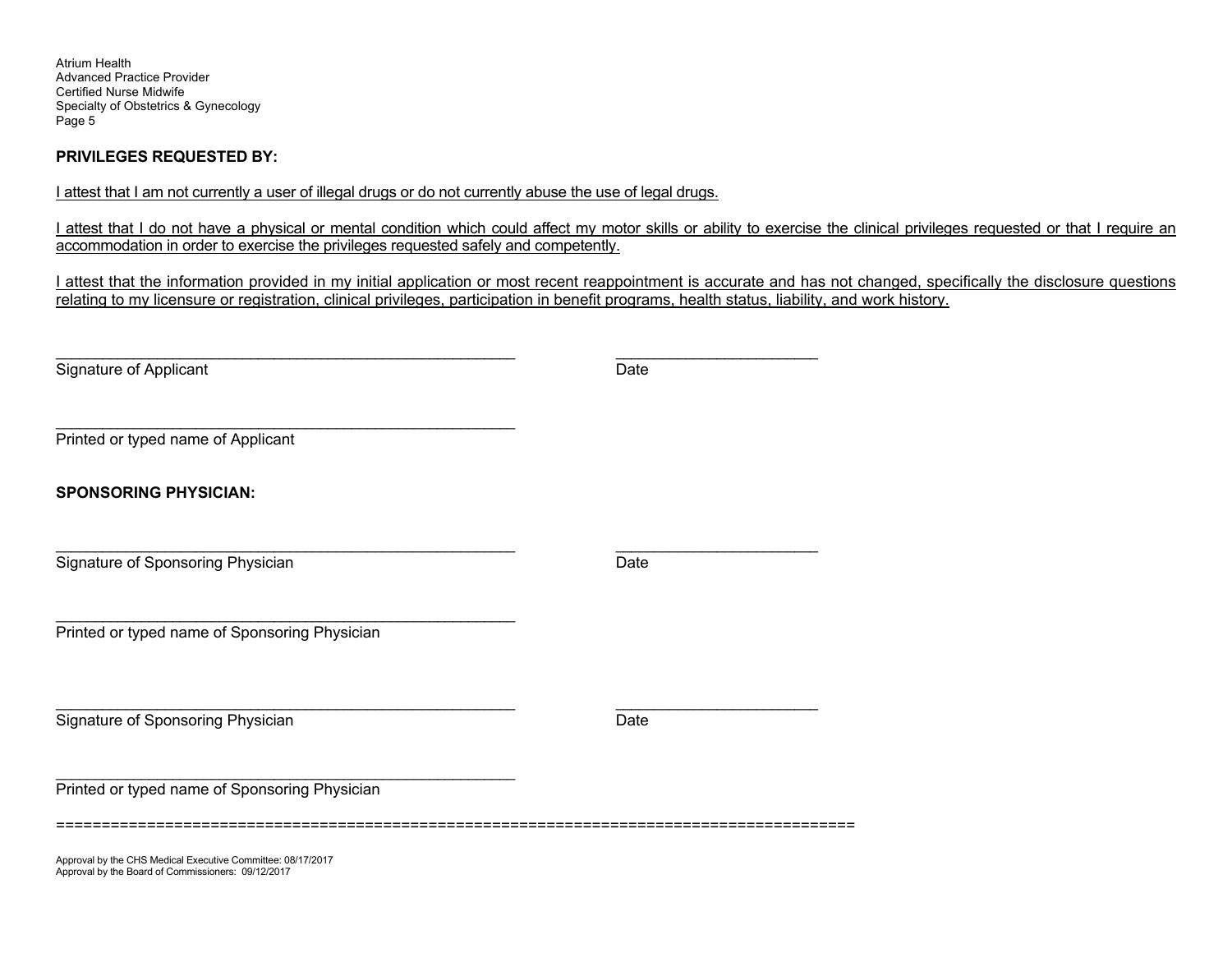**PRIVILEGES REQUESTED BY:**

I attest that I am not currently a user of illegal drugs or do not currently abuse the use of legal drugs.

I attest that I do not have a physical or mental condition which could affect my motor skills or ability to exercise the clinical privileges requested or that I require an accommodation in order to exercise the privileges requested safely and competently.

I attest that the information provided in my initial application or most recent reappointment is accurate and has not changed, specifically the disclosure questions relating to my licensure or registration, clinical privileges, participation in benefit programs, health status, liability, and work history.

_______________________________________________ _____________________

Signature of Applicant Date

_______________________________________________

Printed or typed name of Applicant

**SPONSORING PHYSICIAN:**

_______________________________________________ _____________________

Signature of Sponsoring Physician Date

_______________________________________________

Printed or typed name of Sponsoring Physician

_______________________________________________ _____________________

Signature of Sponsoring Physician Date

_______________________________________________

Printed or typed name of Sponsoring Physician

==========================================================================================

Approval by the CHS Medical Executive Committee: 08/17/2017
Approval by the Board of Commissioners: 09/12/2017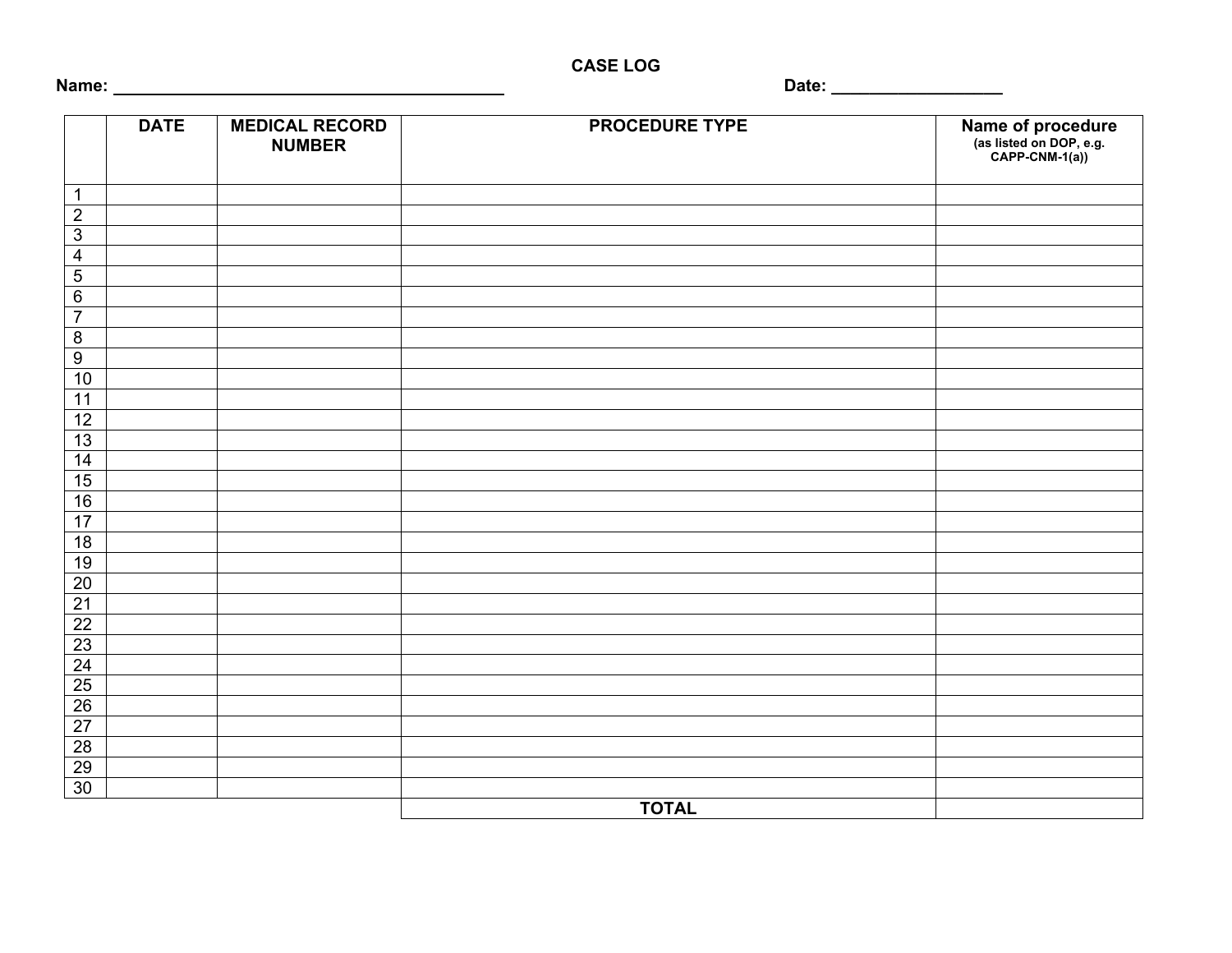# CASE LOG

**Name:** ________________________________________ **Date:** __________________

| | DATE | MEDICAL RECORD NUMBER | PROCEDURE TYPE | Name of procedure (as listed on DOP, e.g. CAPP-CNM-1(a)) |
|---|---|---|---|---|
| 1 | | | | |
| 2 | | | | |
| 3 | | | | |
| 4 | | | | |
| 5 | | | | |
| 6 | | | | |
| 7 | | | | |
| 8 | | | | |
| 9 | | | | |
| 10 | | | | |
| 11 | | | | |
| 12 | | | | |
| 13 | | | | |
| 14 | | | | |
| 15 | | | | |
| 16 | | | | |
| 17 | | | | |
| 18 | | | | |
| 19 | | | | |
| 20 | | | | |
| 21 | | | | |
| 22 | | | | |
| 23 | | | | |
| 24 | | | | |
| 25 | | | | |
| 26 | | | | |
| 27 | | | | |
| 28 | | | | |
| 29 | | | | |
| 30 | | | | |
| | | | **TOTAL** | |